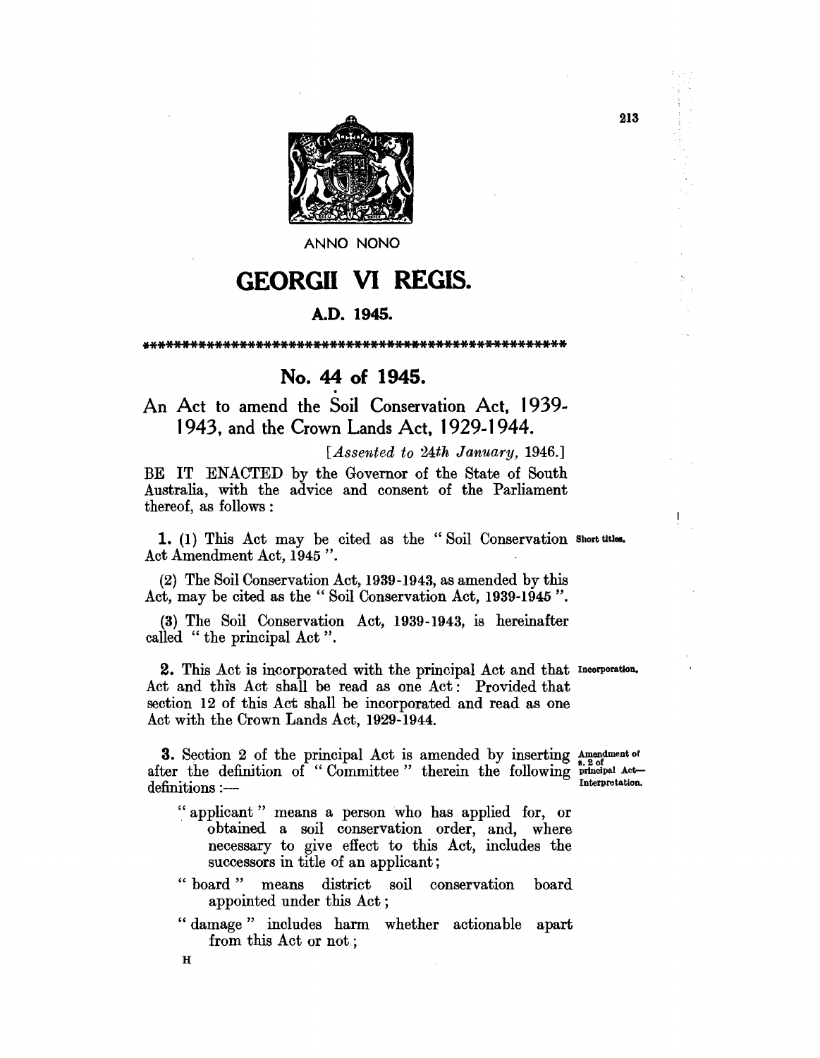ANNO NONO

# GEORGII VI REGIS.

## A.D. 1945.

\*\*\*\*\*\*\*\*\*\*\*\*\*\*\*\*\*\*\*\*\*\*\*\*\*\*\*\*\*\*\*\*\*\*\*\*\*\*\*\*\*\*\*\*\*\*\*\*\*\*\*\*\*\*\*

## No. 44 of 1945.

### An Act to amend the Soil Conservation Act, 1939-1943, and the Crown Lands Act, 1929-1944.

[*Assented to 24th January,* 1946.]

BE IT ENACTED by the Governor of the State of South Australia, with the advice and consent of the Parliament thereof, as follows:

**1.** (1) This Act may be cited as the "Soil Conservation Act Amendment Act, 1945". *Short titles.*

(2) The Soil Conservation Act, 1939-1943, as amended by this Act, may be cited as the "Soil Conservation Act, 1939-1945".

(3) The Soil Conservation Act, 1939-1943, is hereinafter called "the principal Act".

**2.** This Act is incorporated with the principal Act and that Act and this Act shall be read as one Act: Provided that section 12 of this Act shall be incorporated and read as one Act with the Crown Lands Act, 1929-1944. *Incorporation.*

**3.** Section 2 of the principal Act is amended by inserting after the definition of "Committee" therein the following definitions:— *Amendment of s. 2 of principal Act—Interpretation.*

"applicant" means a person who has applied for, or obtained a soil conservation order, and, where necessary to give effect to this Act, includes the successors in title of an applicant;

"board" means district soil conservation board appointed under this Act;

"damage" includes harm whether actionable apart from this Act or not;

H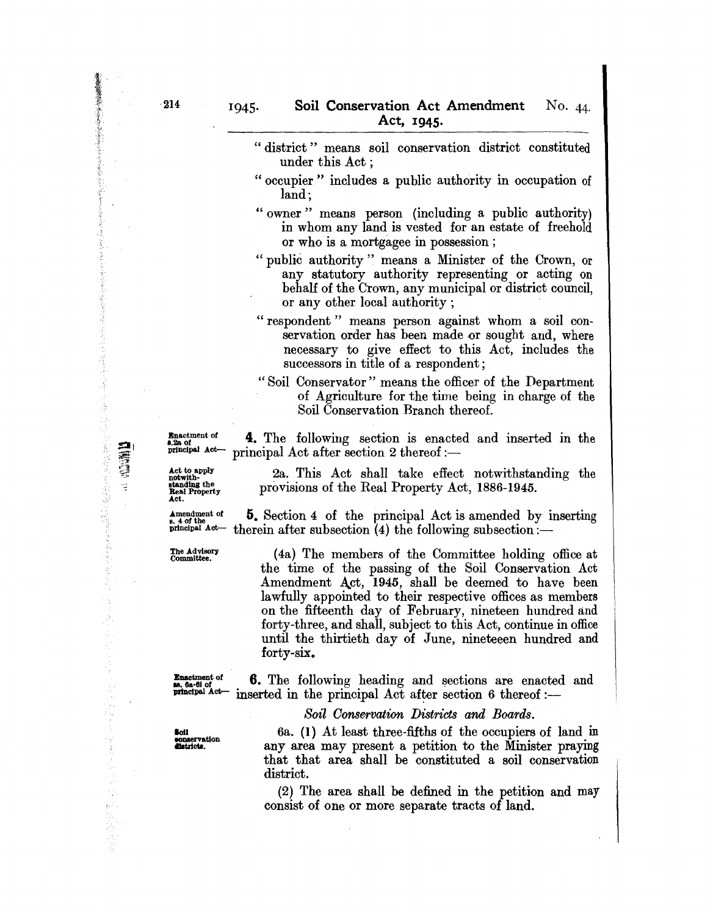"district" means soil conservation district constituted under this Act;

"occupier" includes a public authority in occupation of land;

"owner" means person (including a public authority) in whom any land is vested for an estate of freehold or who is a mortgagee in possession;

"public authority" means a Minister of the Crown, or any statutory authority representing or acting on behalf of the Crown, any municipal or district council, or any other local authority;

"respondent" means person against whom a soil conservation order has been made or sought and, where necessary to give effect to this Act, includes the successors in title of a respondent;

"Soil Conservator" means the officer of the Department of Agriculture for the time being in charge of the Soil Conservation Branch thereof.

*Enactment of s.2a of principal Act—*

**4.** The following section is enacted and inserted in the principal Act after section 2 thereof:—

*Act to apply notwithstanding the Real Property Act.*

2a. This Act shall take effect notwithstanding the provisions of the Real Property Act, 1886-1945.

*Amendment of s. 4 of the principal Act—*

**5.** Section 4 of the principal Act is amended by inserting therein after subsection (4) the following subsection:—

*The Advisory Committee.*

(4a) The members of the Committee holding office at the time of the passing of the Soil Conservation Act Amendment Act, 1945, shall be deemed to have been lawfully appointed to their respective offices as members on the fifteenth day of February, nineteen hundred and forty-three, and shall, subject to this Act, continue in office until the thirtieth day of June, nineteeen hundred and forty-six.

*Enactment of ss. 6a-6l of principal Act—*

**6.** The following heading and sections are enacted and inserted in the principal Act after section 6 thereof:—

*Soil Conservation Districts and Boards.*

*Soil conservation districts.*

6a. (1) At least three-fifths of the occupiers of land in any area may present a petition to the Minister praying that that area shall be constituted a soil conservation district.

(2) The area shall be defined in the petition and may consist of one or more separate tracts of land.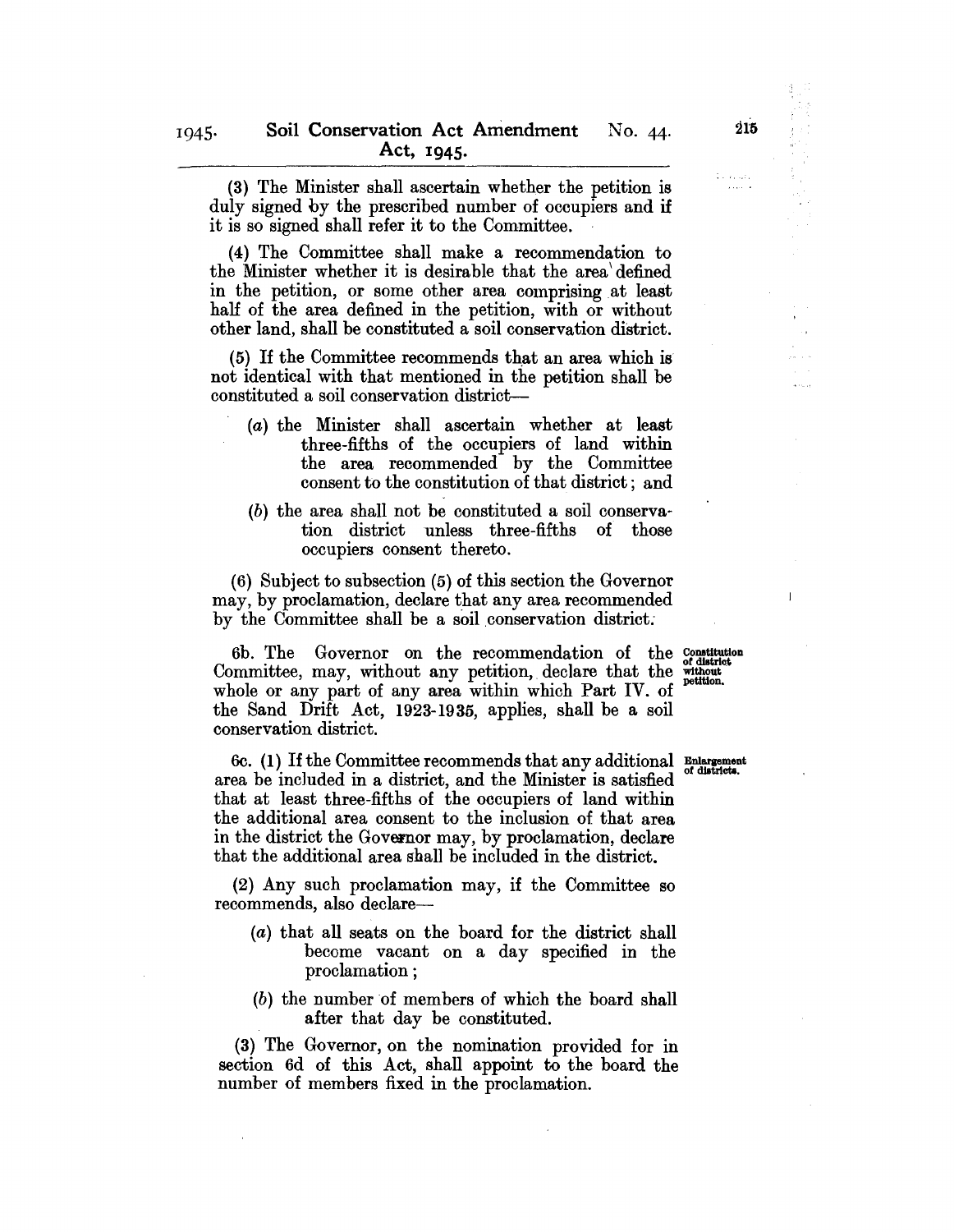(3) The Minister shall ascertain whether the petition is duly signed by the prescribed number of occupiers and if it is so signed shall refer it to the Committee.

(4) The Committee shall make a recommendation to the Minister whether it is desirable that the area defined in the petition, or some other area comprising at least half of the area defined in the petition, with or without other land, shall be constituted a soil conservation district.

(5) If the Committee recommends that an area which is not identical with that mentioned in the petition shall be constituted a soil conservation district—

- (*a*) the Minister shall ascertain whether at least three-fifths of the occupiers of land within the area recommended by the Committee consent to the constitution of that district; and
- (*b*) the area shall not be constituted a soil conservation district unless three-fifths of those occupiers consent thereto.

(6) Subject to subsection (5) of this section the Governor may, by proclamation, declare that any area recommended by the Committee shall be a soil conservation district.

**Constitution of district without petition.**

6b. The Governor on the recommendation of the Committee, may, without any petition, declare that the whole or any part of any area within which Part IV. of the Sand Drift Act, 1923-1935, applies, shall be a soil conservation district.

**Enlargement of districts.**

6c. (1) If the Committee recommends that any additional area be included in a district, and the Minister is satisfied that at least three-fifths of the occupiers of land within the additional area consent to the inclusion of that area in the district the Governor may, by proclamation, declare that the additional area shall be included in the district.

(2) Any such proclamation may, if the Committee so recommends, also declare—

- (*a*) that all seats on the board for the district shall become vacant on a day specified in the proclamation;
- (*b*) the number of members of which the board shall after that day be constituted.

(3) The Governor, on the nomination provided for in section 6d of this Act, shall appoint to the board the number of members fixed in the proclamation.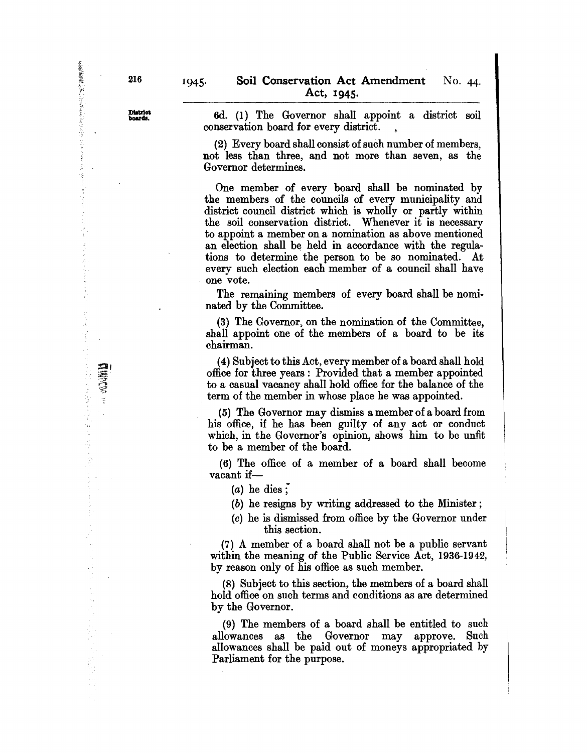District boards.

6d. (1) The Governor shall appoint a district soil conservation board for every district.

(2) Every board shall consist of such number of members, not less than three, and not more than seven, as the Governor determines.

One member of every board shall be nominated by the members of the councils of every municipality and district council district which is wholly or partly within the soil conservation district. Whenever it is necessary to appoint a member on a nomination as above mentioned an election shall be held in accordance with the regulations to determine the person to be so nominated. At every such election each member of a council shall have one vote.

The remaining members of every board shall be nominated by the Committee.

(3) The Governor, on the nomination of the Committee, shall appoint one of the members of a board to be its chairman.

(4) Subject to this Act, every member of a board shall hold office for three years: Provided that a member appointed to a casual vacancy shall hold office for the balance of the term of the member in whose place he was appointed.

(5) The Governor may dismiss a member of a board from his office, if he has been guilty of any act or conduct which, in the Governor's opinion, shows him to be unfit to be a member of the board.

(6) The office of a member of a board shall become vacant if—

(*a*) he dies;

(*b*) he resigns by writing addressed to the Minister;

(*c*) he is dismissed from office by the Governor under this section.

(7) A member of a board shall not be a public servant within the meaning of the Public Service Act, 1936-1942, by reason only of his office as such member.

(8) Subject to this section, the members of a board shall hold office on such terms and conditions as are determined by the Governor.

(9) The members of a board shall be entitled to such allowances as the Governor may approve. Such allowances shall be paid out of moneys appropriated by Parliament for the purpose.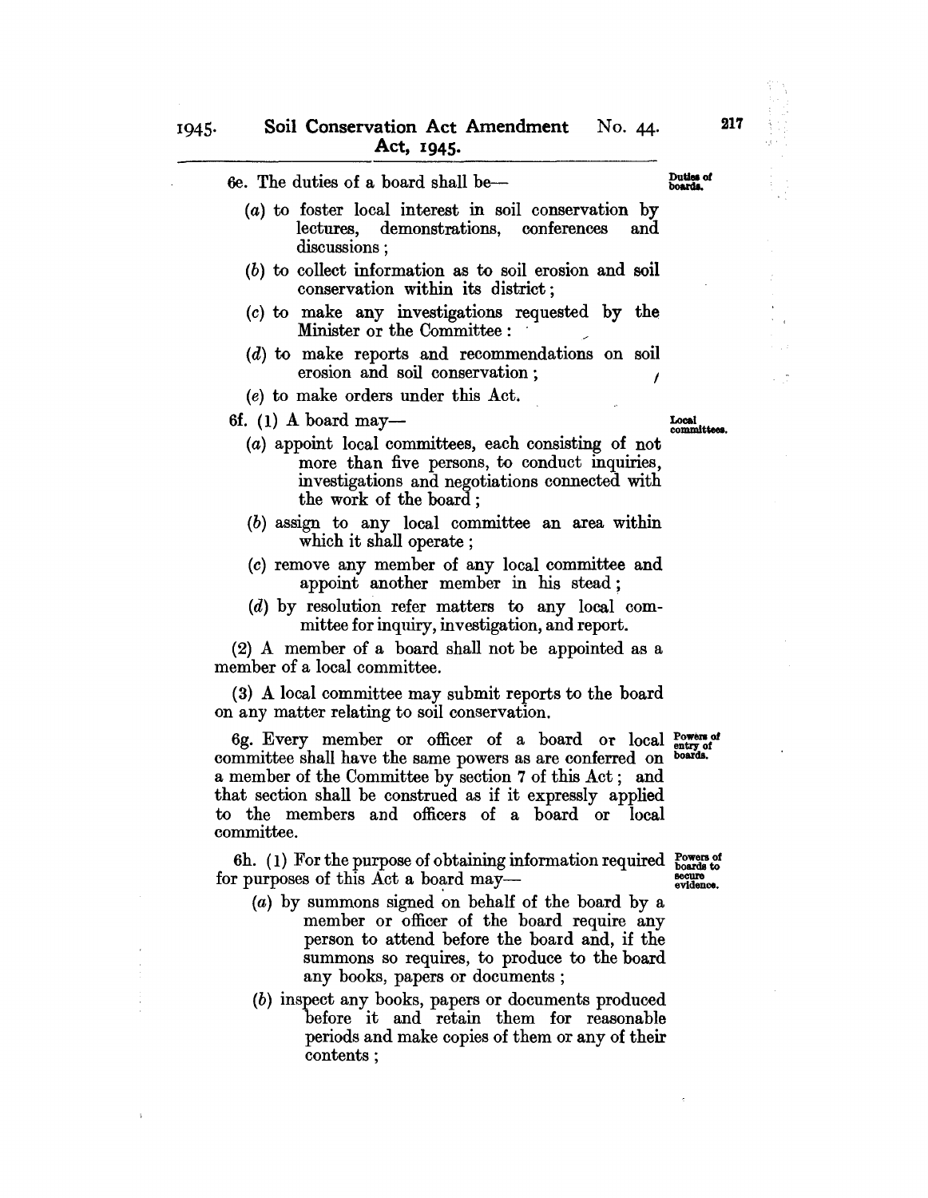6e. The duties of a board shall be— **Duties of boards.**

(*a*) to foster local interest in soil conservation by lectures, demonstrations, conferences and discussions;

(*b*) to collect information as to soil erosion and soil conservation within its district;

(*c*) to make any investigations requested by the Minister or the Committee:

(*d*) to make reports and recommendations on soil erosion and soil conservation;

(*e*) to make orders under this Act.

6f. (1) A board may— **Local committees.**

(*a*) appoint local committees, each consisting of not more than five persons, to conduct inquiries, investigations and negotiations connected with the work of the board;

(*b*) assign to any local committee an area within which it shall operate;

(*c*) remove any member of any local committee and appoint another member in his stead;

(*d*) by resolution refer matters to any local committee for inquiry, investigation, and report.

(2) A member of a board shall not be appointed as a member of a local committee.

(3) A local committee may submit reports to the board on any matter relating to soil conservation.

6g. Every member or officer of a board or local committee shall have the same powers as are conferred on a member of the Committee by section 7 of this Act; and that section shall be construed as if it expressly applied to the members and officers of a board or local committee. **Powers of entry of boards.**

6h. (1) For the purpose of obtaining information required for purposes of this Act a board may— **Powers of boards to secure evidence.**

(*a*) by summons signed on behalf of the board by a member or officer of the board require any person to attend before the board and, if the summons so requires, to produce to the board any books, papers or documents;

(*b*) inspect any books, papers or documents produced before it and retain them for reasonable periods and make copies of them or any of their contents;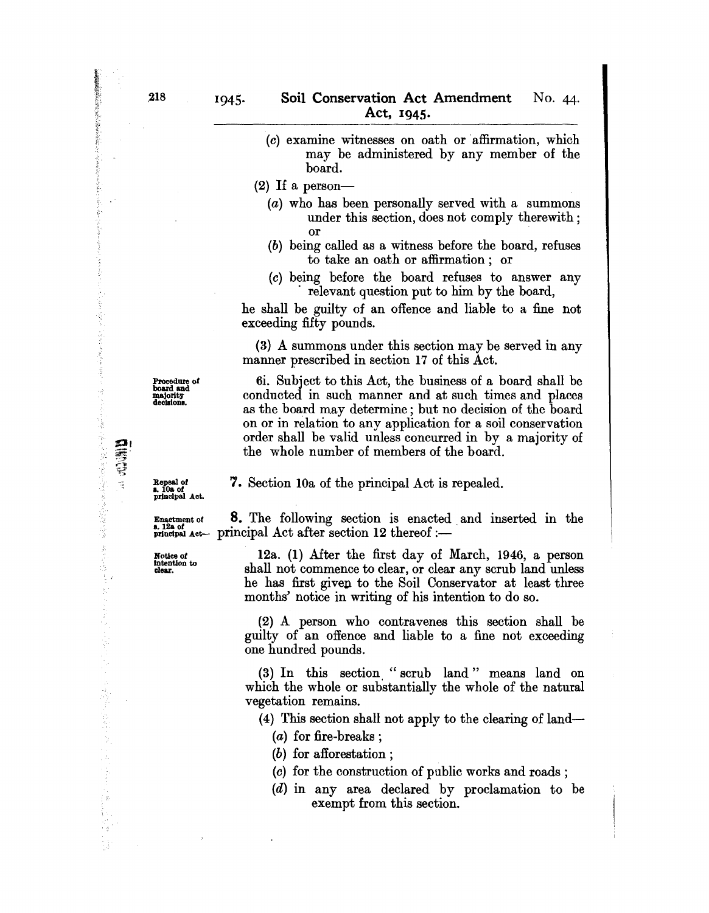(c) examine witnesses on oath or affirmation, which may be administered by any member of the board.

(2) If a person—

(a) who has been personally served with a summons under this section, does not comply therewith; or

(b) being called as a witness before the board, refuses to take an oath or affirmation; or

(c) being before the board refuses to answer any relevant question put to him by the board,

he shall be guilty of an offence and liable to a fine not exceeding fifty pounds.

(3) A summons under this section may be served in any manner prescribed in section 17 of this Act.

*Procedure of board and majority decisions.*

6i. Subject to this Act, the business of a board shall be conducted in such manner and at such times and places as the board may determine; but no decision of the board on or in relation to any application for a soil conservation order shall be valid unless concurred in by a majority of the whole number of members of the board.

*Repeal of s. 10a of principal Act.*

**7.** Section 10a of the principal Act is repealed.

*Enactment of s. 12a of principal Act—*

**8.** The following section is enacted and inserted in the principal Act after section 12 thereof:—

*Notice of intention to clear.*

12a. (1) After the first day of March, 1946, a person shall not commence to clear, or clear any scrub land unless he has first given to the Soil Conservator at least three months' notice in writing of his intention to do so.

(2) A person who contravenes this section shall be guilty of an offence and liable to a fine not exceeding one hundred pounds.

(3) In this section "scrub land" means land on which the whole or substantially the whole of the natural vegetation remains.

(4) This section shall not apply to the clearing of land—

(a) for fire-breaks;

(b) for afforestation;

(c) for the construction of public works and roads;

(d) in any area declared by proclamation to be exempt from this section.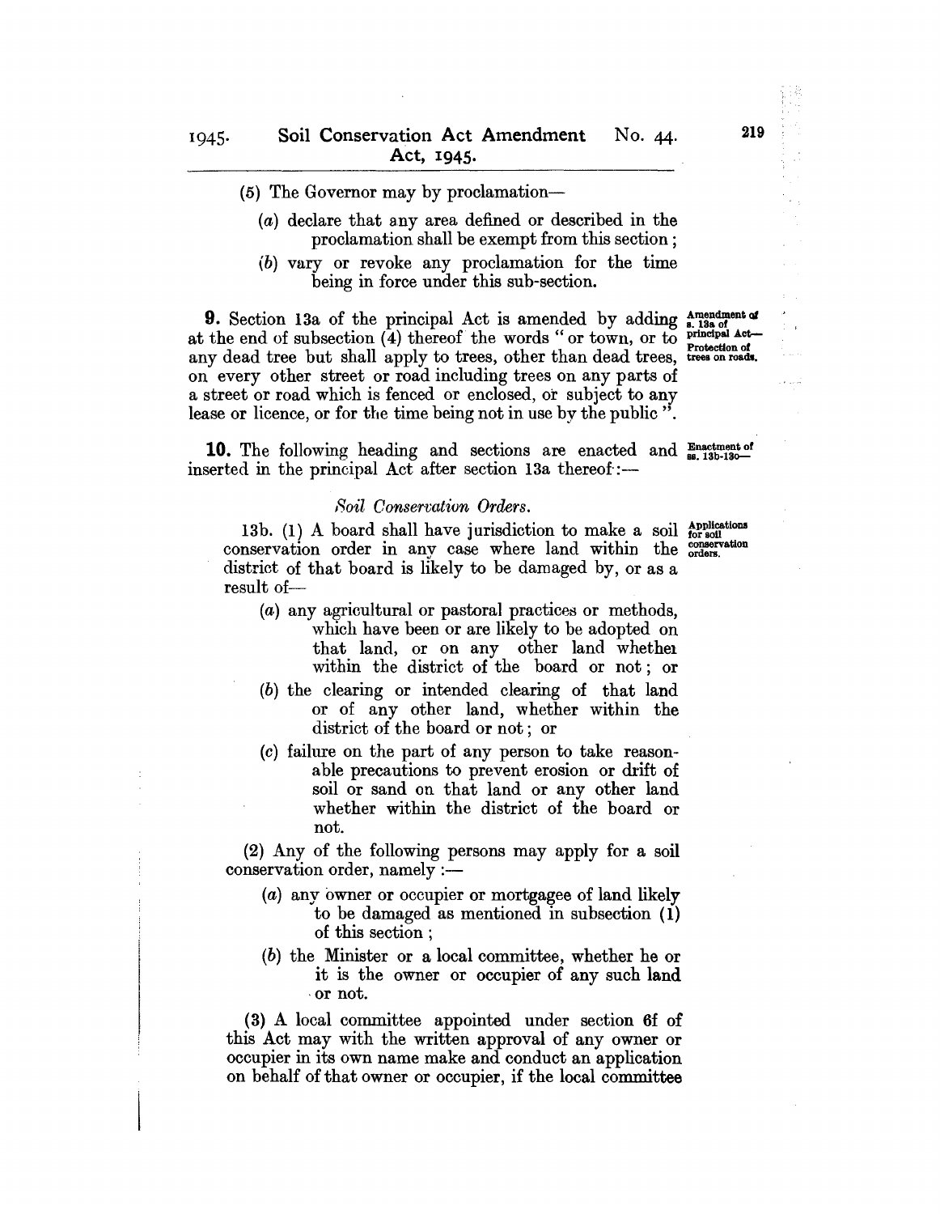(5) The Governor may by proclamation—

(a) declare that any area defined or described in the proclamation shall be exempt from this section;

(b) vary or revoke any proclamation for the time being in force under this sub-section.

**9.** Section 13a of the principal Act is amended by adding at the end of subsection (4) thereof the words " or town, or to any dead tree but shall apply to trees, other than dead trees, on every other street or road including trees on any parts of a street or road which is fenced or enclosed, or subject to any lease or licence, or for the time being not in use by the public ".

Amendment of s. 13a of principal Act—Protection of trees on roads.

**10.** The following heading and sections are enacted and inserted in the principal Act after section 13a thereof:—

Enactment of ss. 13b-13o—

*Soil Conservation Orders.*

13b. (1) A board shall have jurisdiction to make a soil conservation order in any case where land within the district of that board is likely to be damaged by, or as a result of—

Applications for soil conservation orders.

(a) any agricultural or pastoral practices or methods, which have been or are likely to be adopted on that land, or on any other land whether within the district of the board or not; or

(b) the clearing or intended clearing of that land or of any other land, whether within the district of the board or not; or

(c) failure on the part of any person to take reasonable precautions to prevent erosion or drift of soil or sand on that land or any other land whether within the district of the board or not.

(2) Any of the following persons may apply for a soil conservation order, namely:—

(a) any owner or occupier or mortgagee of land likely to be damaged as mentioned in subsection (1) of this section;

(b) the Minister or a local committee, whether he or it is the owner or occupier of any such land or not.

(3) A local committee appointed under section 6f of this Act may with the written approval of any owner or occupier in its own name make and conduct an application on behalf of that owner or occupier, if the local committee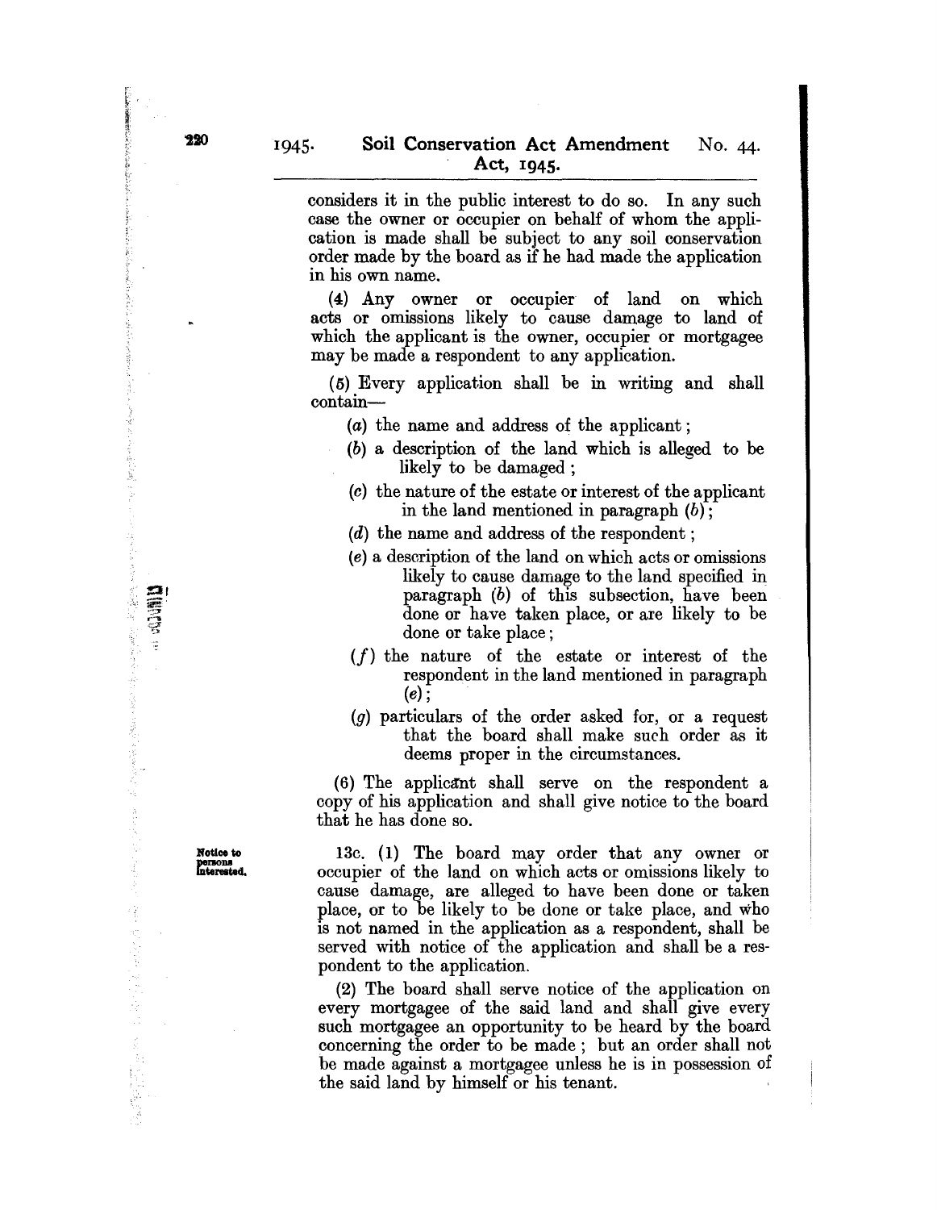considers it in the public interest to do so. In any such case the owner or occupier on behalf of whom the application is made shall be subject to any soil conservation order made by the board as if he had made the application in his own name.

(4) Any owner or occupier of land on which acts or omissions likely to cause damage to land of which the applicant is the owner, occupier or mortgagee may be made a respondent to any application.

(5) Every application shall be in writing and shall contain—

(*a*) the name and address of the applicant;

(*b*) a description of the land which is alleged to be likely to be damaged;

(*c*) the nature of the estate or interest of the applicant in the land mentioned in paragraph (*b*);

(*d*) the name and address of the respondent;

(*e*) a description of the land on which acts or omissions likely to cause damage to the land specified in paragraph (*b*) of this subsection, have been done or have taken place, or are likely to be done or take place;

(*f*) the nature of the estate or interest of the respondent in the land mentioned in paragraph (*e*);

(*g*) particulars of the order asked for, or a request that the board shall make such order as it deems proper in the circumstances.

(6) The applicant shall serve on the respondent a copy of his application and shall give notice to the board that he has done so.

**Notice to persons interested.**

13c. (1) The board may order that any owner or occupier of the land on which acts or omissions likely to cause damage, are alleged to have been done or taken place, or to be likely to be done or take place, and who is not named in the application as a respondent, shall be served with notice of the application and shall be a respondent to the application.

(2) The board shall serve notice of the application on every mortgagee of the said land and shall give every such mortgagee an opportunity to be heard by the board concerning the order to be made; but an order shall not be made against a mortgagee unless he is in possession of the said land by himself or his tenant.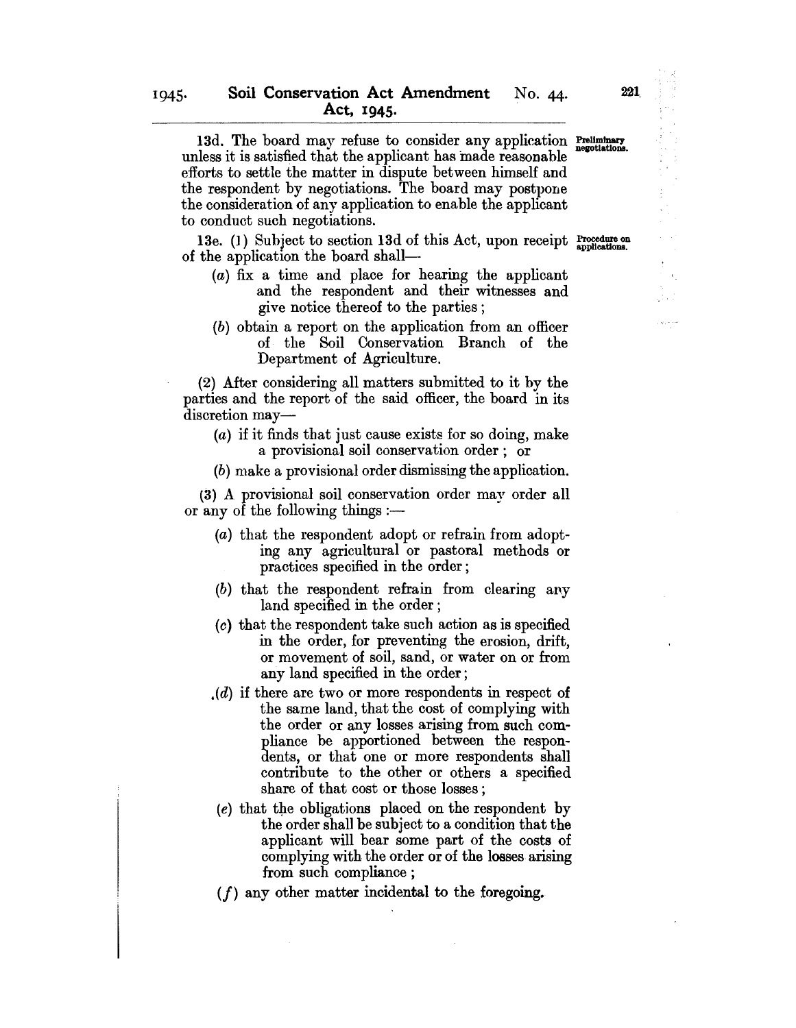13d. The board may refuse to consider any application unless it is satisfied that the applicant has made reasonable efforts to settle the matter in dispute between himself and the respondent by negotiations. The board may postpone the consideration of any application to enable the applicant to conduct such negotiations.

*Preliminary negotiations.*

13e. (1) Subject to section 13d of this Act, upon receipt of the application the board shall—

*Procedure on applications.*

(a) fix a time and place for hearing the applicant and the respondent and their witnesses and give notice thereof to the parties;

(b) obtain a report on the application from an officer of the Soil Conservation Branch of the Department of Agriculture.

(2) After considering all matters submitted to it by the parties and the report of the said officer, the board in its discretion may—

(a) if it finds that just cause exists for so doing, make a provisional soil conservation order; or

(b) make a provisional order dismissing the application.

(3) A provisional soil conservation order may order all or any of the following things:—

(a) that the respondent adopt or refrain from adopting any agricultural or pastoral methods or practices specified in the order;

(b) that the respondent refrain from clearing any land specified in the order;

(c) that the respondent take such action as is specified in the order, for preventing the erosion, drift, or movement of soil, sand, or water on or from any land specified in the order;

(d) if there are two or more respondents in respect of the same land, that the cost of complying with the order or any losses arising from such compliance be apportioned between the respondents, or that one or more respondents shall contribute to the other or others a specified share of that cost or those losses;

(e) that the obligations placed on the respondent by the order shall be subject to a condition that the applicant will bear some part of the costs of complying with the order or of the losses arising from such compliance;

(f) any other matter incidental to the foregoing.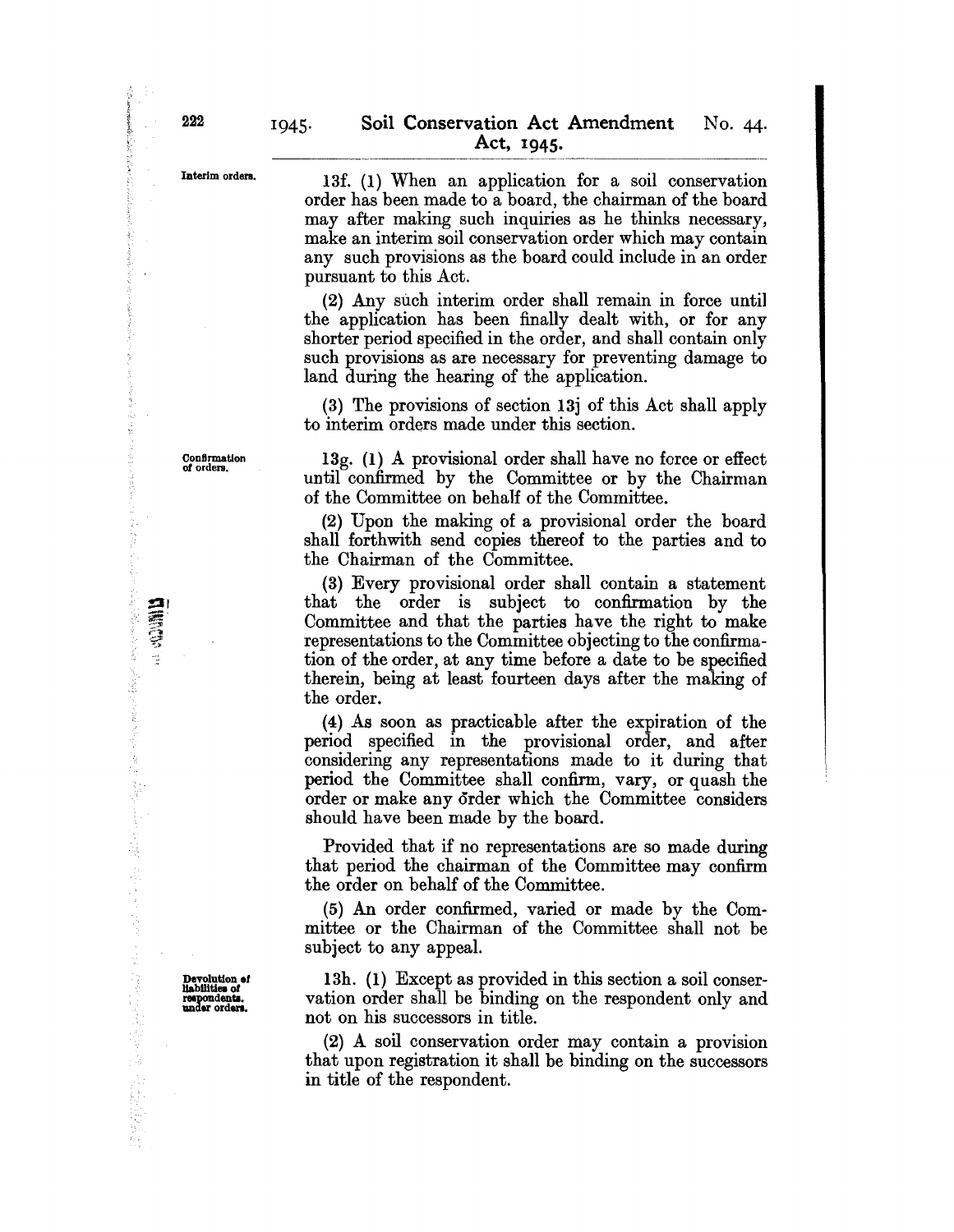*Interim orders.*

13f. (1) When an application for a soil conservation order has been made to a board, the chairman of the board may after making such inquiries as he thinks necessary, make an interim soil conservation order which may contain any such provisions as the board could include in an order pursuant to this Act.

(2) Any such interim order shall remain in force until the application has been finally dealt with, or for any shorter period specified in the order, and shall contain only such provisions as are necessary for preventing damage to land during the hearing of the application.

(3) The provisions of section 13j of this Act shall apply to interim orders made under this section.

*Confirmation of orders.*

13g. (1) A provisional order shall have no force or effect until confirmed by the Committee or by the Chairman of the Committee on behalf of the Committee.

(2) Upon the making of a provisional order the board shall forthwith send copies thereof to the parties and to the Chairman of the Committee.

(3) Every provisional order shall contain a statement that the order is subject to confirmation by the Committee and that the parties have the right to make representations to the Committee objecting to the confirmation of the order, at any time before a date to be specified therein, being at least fourteen days after the making of the order.

(4) As soon as practicable after the expiration of the period specified in the provisional order, and after considering any representations made to it during that period the Committee shall confirm, vary, or quash the order or make any order which the Committee considers should have been made by the board.

Provided that if no representations are so made during that period the chairman of the Committee may confirm the order on behalf of the Committee.

(5) An order confirmed, varied or made by the Committee or the Chairman of the Committee shall not be subject to any appeal.

*Devolution of liabilities of respondents under orders.*

13h. (1) Except as provided in this section a soil conservation order shall be binding on the respondent only and not on his successors in title.

(2) A soil conservation order may contain a provision that upon registration it shall be binding on the successors in title of the respondent.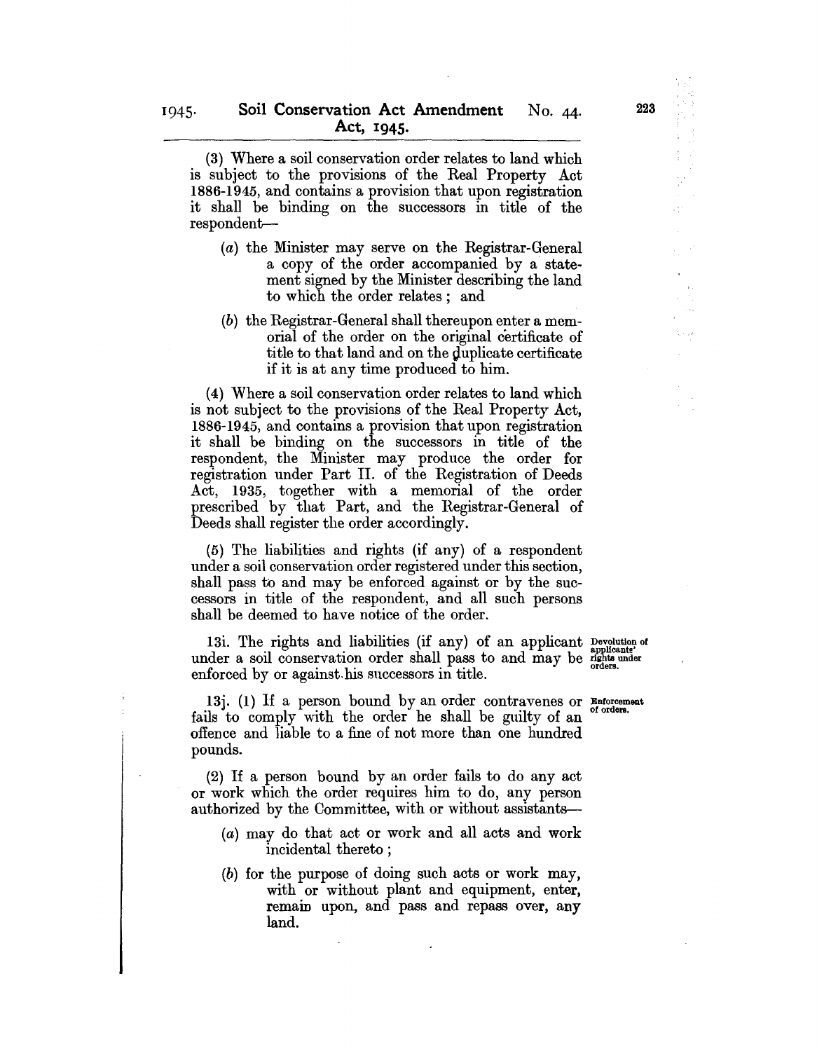(3) Where a soil conservation order relates to land which is subject to the provisions of the Real Property Act 1886-1945, and contains a provision that upon registration it shall be binding on the successors in title of the respondent—

- (*a*) the Minister may serve on the Registrar-General a copy of the order accompanied by a statement signed by the Minister describing the land to which the order relates; and
- (*b*) the Registrar-General shall thereupon enter a memorial of the order on the original certificate of title to that land and on the duplicate certificate if it is at any time produced to him.

(4) Where a soil conservation order relates to land which is not subject to the provisions of the Real Property Act, 1886-1945, and contains a provision that upon registration it shall be binding on the successors in title of the respondent, the Minister may produce the order for registration under Part II. of the Registration of Deeds Act, 1935, together with a memorial of the order prescribed by that Part, and the Registrar-General of Deeds shall register the order accordingly.

(5) The liabilities and rights (if any) of a respondent under a soil conservation order registered under this section, shall pass to and may be enforced against or by the successors in title of the respondent, and all such persons shall be deemed to have notice of the order.

*Devolution of applicants' rights under orders.*

13i. The rights and liabilities (if any) of an applicant under a soil conservation order shall pass to and may be enforced by or against his successors in title.

*Enforcement of orders.*

13j. (1) If a person bound by an order contravenes or fails to comply with the order he shall be guilty of an offence and liable to a fine of not more than one hundred pounds.

(2) If a person bound by an order fails to do any act or work which the order requires him to do, any person authorized by the Committee, with or without assistants—

- (*a*) may do that act or work and all acts and work incidental thereto;
- (*b*) for the purpose of doing such acts or work may, with or without plant and equipment, enter, remain upon, and pass and repass over, any land.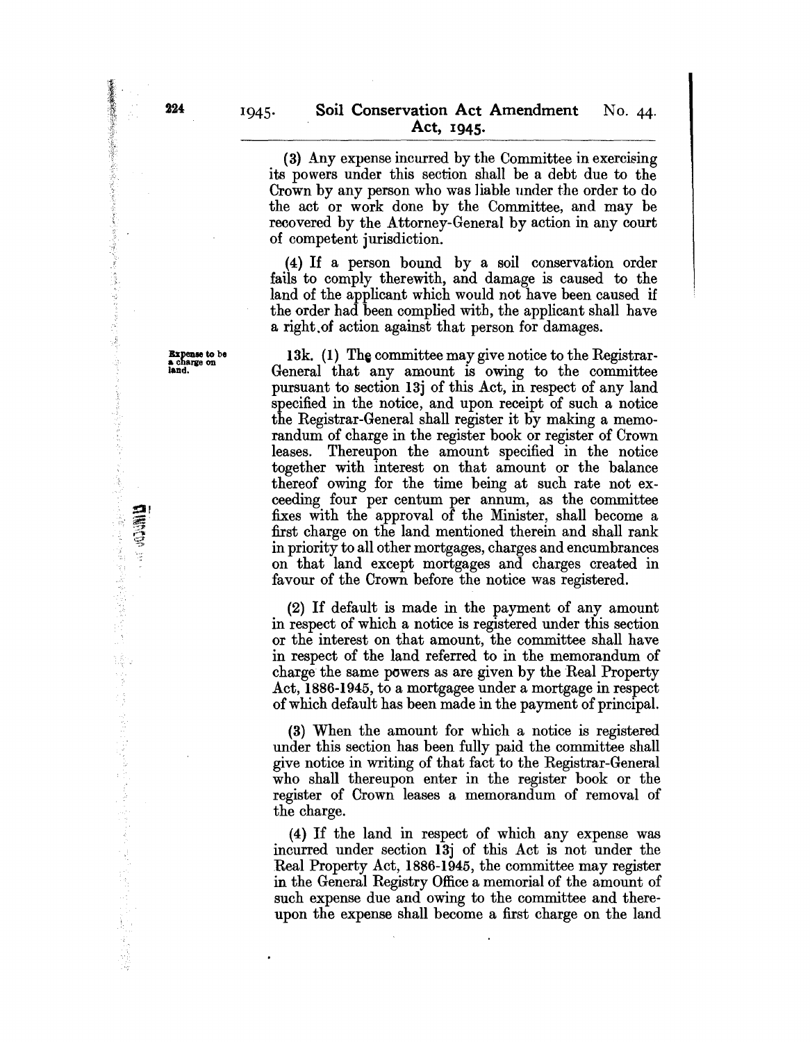(3) Any expense incurred by the Committee in exercising its powers under this section shall be a debt due to the Crown by any person who was liable under the order to do the act or work done by the Committee, and may be recovered by the Attorney-General by action in any court of competent jurisdiction.

(4) If a person bound by a soil conservation order fails to comply therewith, and damage is caused to the land of the applicant which would not have been caused if the order had been complied with, the applicant shall have a right of action against that person for damages.

**Expense to be a charge on land.**

13k. (1) The committee may give notice to the Registrar-General that any amount is owing to the committee pursuant to section 13j of this Act, in respect of any land specified in the notice, and upon receipt of such a notice the Registrar-General shall register it by making a memorandum of charge in the register book or register of Crown leases. Thereupon the amount specified in the notice together with interest on that amount or the balance thereof owing for the time being at such rate not exceeding four per centum per annum, as the committee fixes with the approval of the Minister, shall become a first charge on the land mentioned therein and shall rank in priority to all other mortgages, charges and encumbrances on that land except mortgages and charges created in favour of the Crown before the notice was registered.

(2) If default is made in the payment of any amount in respect of which a notice is registered under this section or the interest on that amount, the committee shall have in respect of the land referred to in the memorandum of charge the same powers as are given by the Real Property Act, 1886-1945, to a mortgagee under a mortgage in respect of which default has been made in the payment of principal.

(3) When the amount for which a notice is registered under this section has been fully paid the committee shall give notice in writing of that fact to the Registrar-General who shall thereupon enter in the register book or the register of Crown leases a memorandum of removal of the charge.

(4) If the land in respect of which any expense was incurred under section 13j of this Act is not under the Real Property Act, 1886-1945, the committee may register in the General Registry Office a memorial of the amount of such expense due and owing to the committee and thereupon the expense shall become a first charge on the land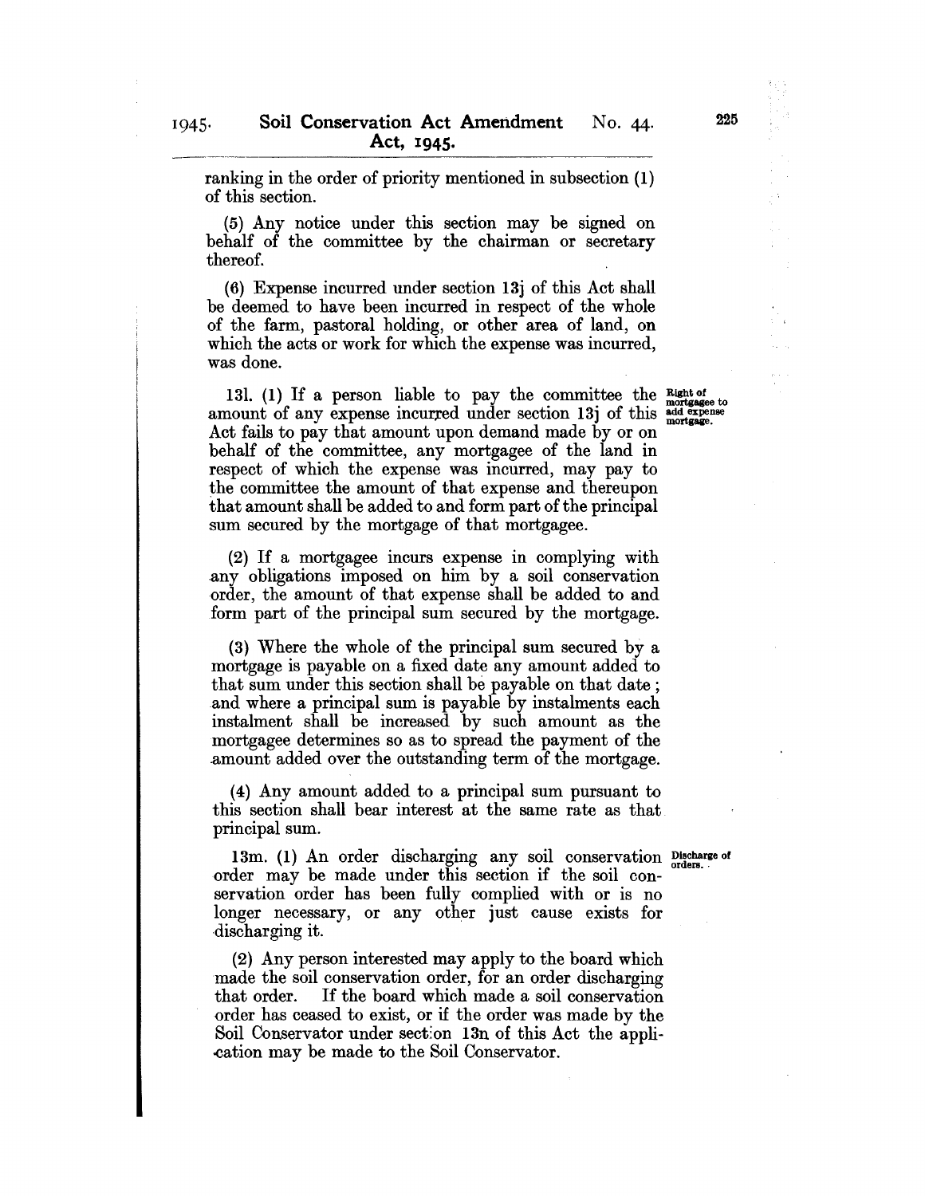ranking in the order of priority mentioned in subsection (1) of this section.

(5) Any notice under this section may be signed on behalf of the committee by the chairman or secretary thereof.

(6) Expense incurred under section 13j of this Act shall be deemed to have been incurred in respect of the whole of the farm, pastoral holding, or other area of land, on which the acts or work for which the expense was incurred, was done.

**Right of mortgagee to add expense mortgage.**

13l. (1) If a person liable to pay the committee the amount of any expense incurred under section 13j of this Act fails to pay that amount upon demand made by or on behalf of the committee, any mortgagee of the land in respect of which the expense was incurred, may pay to the committee the amount of that expense and thereupon that amount shall be added to and form part of the principal sum secured by the mortgage of that mortgagee.

(2) If a mortgagee incurs expense in complying with any obligations imposed on him by a soil conservation order, the amount of that expense shall be added to and form part of the principal sum secured by the mortgage.

(3) Where the whole of the principal sum secured by a mortgage is payable on a fixed date any amount added to that sum under this section shall be payable on that date; and where a principal sum is payable by instalments each instalment shall be increased by such amount as the mortgagee determines so as to spread the payment of the amount added over the outstanding term of the mortgage.

(4) Any amount added to a principal sum pursuant to this section shall bear interest at the same rate as that principal sum.

**Discharge of orders.**

13m. (1) An order discharging any soil conservation order may be made under this section if the soil conservation order has been fully complied with or is no longer necessary, or any other just cause exists for discharging it.

(2) Any person interested may apply to the board which made the soil conservation order, for an order discharging that order. If the board which made a soil conservation order has ceased to exist, or if the order was made by the Soil Conservator under section 13n of this Act the application may be made to the Soil Conservator.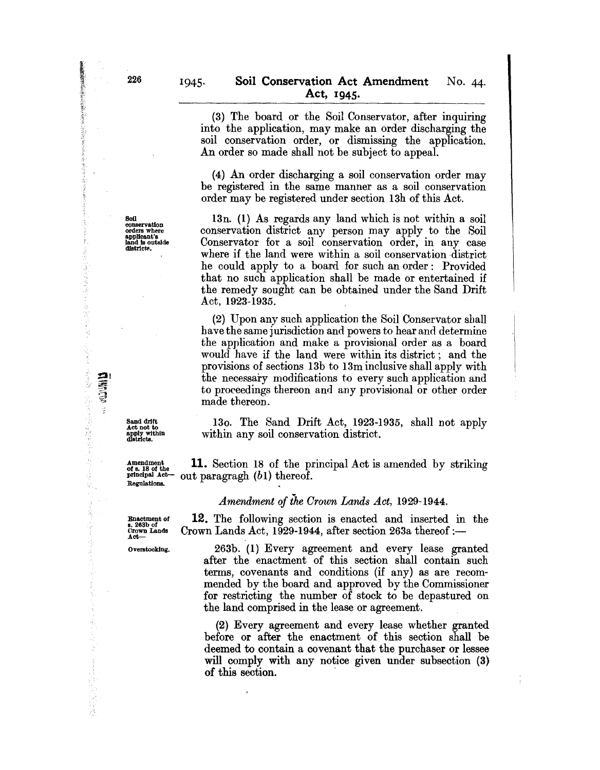(3) The board or the Soil Conservator, after inquiring into the application, may make an order discharging the soil conservation order, or dismissing the application. An order so made shall not be subject to appeal.

(4) An order discharging a soil conservation order may be registered in the same manner as a soil conservation order may be registered under section 13h of this Act.

*Soil conservation orders where applicant's land is outside districts.*

13n. (1) As regards any land which is not within a soil conservation district any person may apply to the Soil Conservator for a soil conservation order, in any case where if the land were within a soil conservation district he could apply to a board for such an order: Provided that no such application shall be made or entertained if the remedy sought can be obtained under the Sand Drift Act, 1923-1935.

(2) Upon any such application the Soil Conservator shall have the same jurisdiction and powers to hear and determine the application and make a provisional order as a board would have if the land were within its district; and the provisions of sections 13b to 13m inclusive shall apply with the necessary modifications to every such application and to proceedings thereon and any provisional or other order made thereon.

*Sand drift Act not to apply within districts.*

13o. The Sand Drift Act, 1923-1935, shall not apply within any soil conservation district.

*Amendment of s. 18 of the principal Act—Regulations.*

**11.** Section 18 of the principal Act is amended by striking out paragragh (*b*1) thereof.

*Amendment of the Crown Lands Act, 1929-1944.*

*Enactment of s. 263b of Crown Lands Act—*

*Overstocking.*

**12.** The following section is enacted and inserted in the Crown Lands Act, 1929-1944, after section 263a thereof :—

263b. (1) Every agreement and every lease granted after the enactment of this section shall contain such terms, covenants and conditions (if any) as are recommended by the board and approved by the Commissioner for restricting the number of stock to be depastured on the land comprised in the lease or agreement.

(2) Every agreement and every lease whether granted before or after the enactment of this section shall be deemed to contain a covenant that the purchaser or lessee will comply with any notice given under subsection (3) of this section.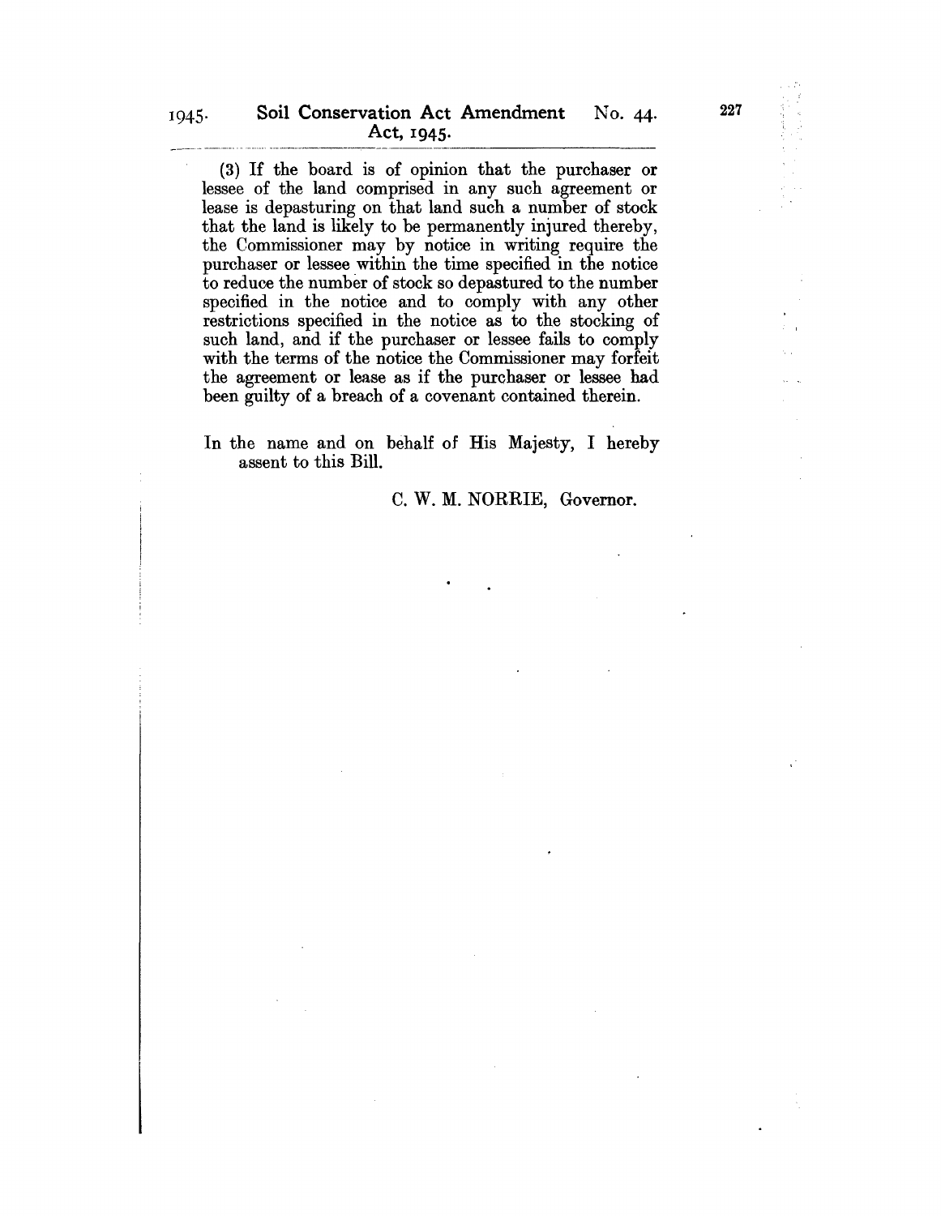(3) If the board is of opinion that the purchaser or lessee of the land comprised in any such agreement or lease is depasturing on that land such a number of stock that the land is likely to be permanently injured thereby, the Commissioner may by notice in writing require the purchaser or lessee within the time specified in the notice to reduce the number of stock so depastured to the number specified in the notice and to comply with any other restrictions specified in the notice as to the stocking of such land, and if the purchaser or lessee fails to comply with the terms of the notice the Commissioner may forfeit the agreement or lease as if the purchaser or lessee had been guilty of a breach of a covenant contained therein.

In the name and on behalf of His Majesty, I hereby assent to this Bill.

C. W. M. NORRIE, Governor.